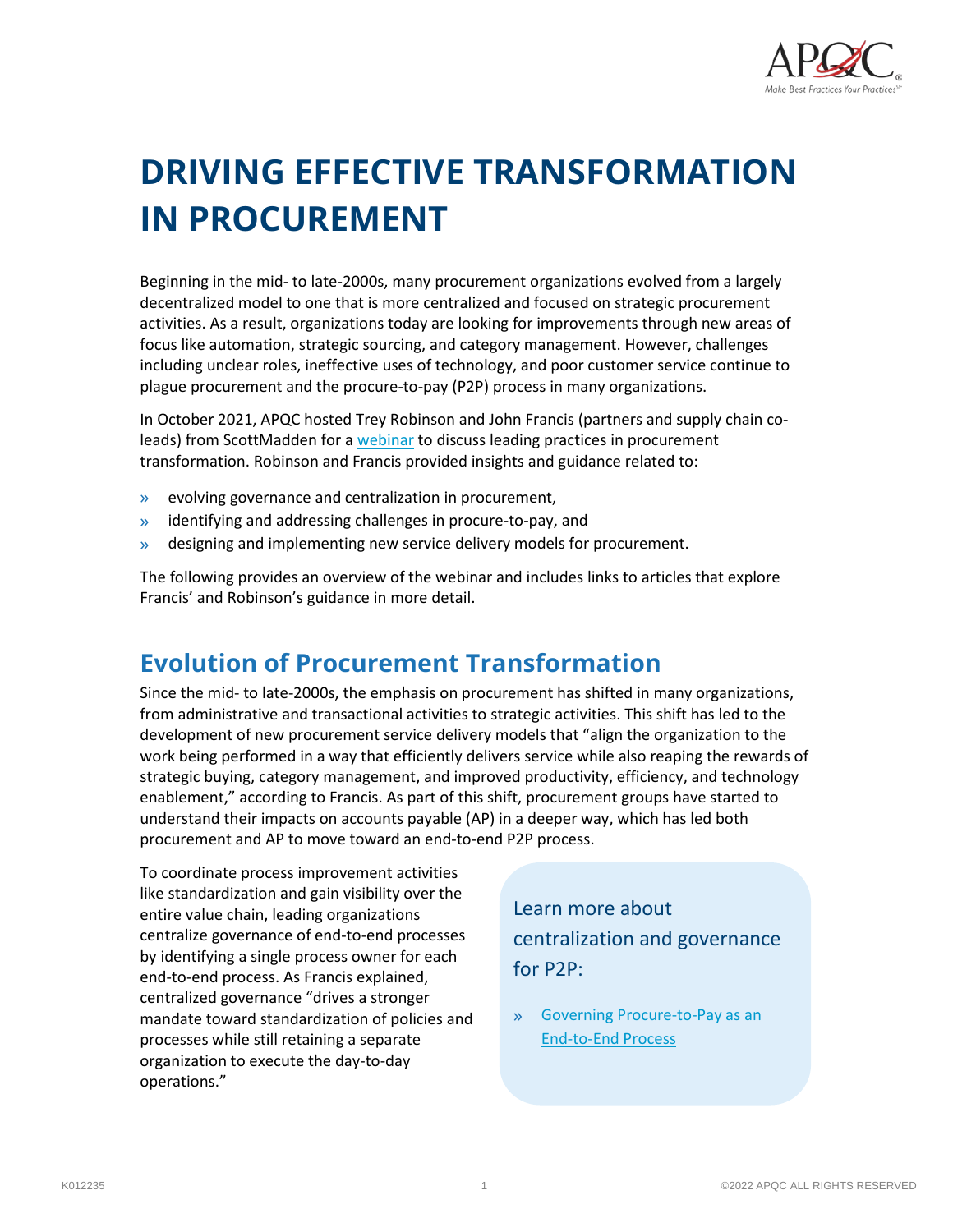# DRIVING EFFECTIVE TRANSFORMATION IN PROCUREMENT

Beginning in the mid- to late-2000s, many procurement organizations evolved from a largely decentralized model to one that is more centralized and focused on strategic procurement activities. As a result, organizations today are looking for improvements through new areas of focus like automation, strategic sourcing, and category management. However, challenges including unclear roles, ineffective uses of technology, and poor customer service continue to plague procurement and the procure-to-pay (P2P) process in many organizations.

In October 2021, APQC hosted Trey Robinson and John Francis (partners and supply chain co-leads) from ScottMadden for a webinar to discuss leading practices in procurement transformation. Robinson and Francis provided insights and guidance related to:

- evolving governance and centralization in procurement,
- identifying and addressing challenges in procure-to-pay, and
- designing and implementing new service delivery models for procurement.

The following provides an overview of the webinar and includes links to articles that explore Francis' and Robinson's guidance in more detail.

## Evolution of Procurement Transformation

Since the mid- to late-2000s, the emphasis on procurement has shifted in many organizations, from administrative and transactional activities to strategic activities. This shift has led to the development of new procurement service delivery models that "align the organization to the work being performed in a way that efficiently delivers service while also reaping the rewards of strategic buying, category management, and improved productivity, efficiency, and technology enablement," according to Francis. As part of this shift, procurement groups have started to understand their impacts on accounts payable (AP) in a deeper way, which has led both procurement and AP to move toward an end-to-end P2P process.

To coordinate process improvement activities like standardization and gain visibility over the entire value chain, leading organizations centralize governance of end-to-end processes by identifying a single process owner for each end-to-end process. As Francis explained, centralized governance "drives a stronger mandate toward standardization of policies and processes while still retaining a separate organization to execute the day-to-day operations."

Learn more about centralization and governance for P2P:

- Governing Procure-to-Pay as an End-to-End Process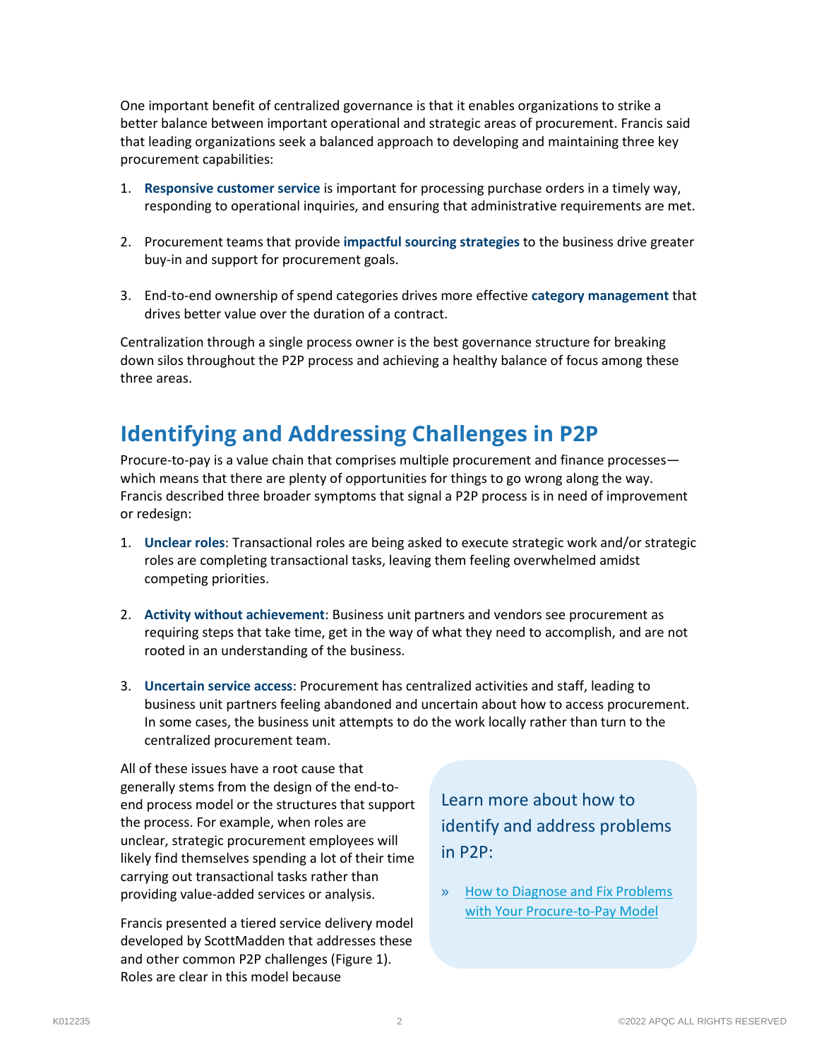One important benefit of centralized governance is that it enables organizations to strike a better balance between important operational and strategic areas of procurement. Francis said that leading organizations seek a balanced approach to developing and maintaining three key procurement capabilities:

1. **Responsive customer service** is important for processing purchase orders in a timely way, responding to operational inquiries, and ensuring that administrative requirements are met.

2. Procurement teams that provide **impactful sourcing strategies** to the business drive greater buy-in and support for procurement goals.

3. End-to-end ownership of spend categories drives more effective **category management** that drives better value over the duration of a contract.

Centralization through a single process owner is the best governance structure for breaking down silos throughout the P2P process and achieving a healthy balance of focus among these three areas.

## Identifying and Addressing Challenges in P2P

Procure-to-pay is a value chain that comprises multiple procurement and finance processes—which means that there are plenty of opportunities for things to go wrong along the way. Francis described three broader symptoms that signal a P2P process is in need of improvement or redesign:

1. **Unclear roles**: Transactional roles are being asked to execute strategic work and/or strategic roles are completing transactional tasks, leaving them feeling overwhelmed amidst competing priorities.

2. **Activity without achievement**: Business unit partners and vendors see procurement as requiring steps that take time, get in the way of what they need to accomplish, and are not rooted in an understanding of the business.

3. **Uncertain service access**: Procurement has centralized activities and staff, leading to business unit partners feeling abandoned and uncertain about how to access procurement. In some cases, the business unit attempts to do the work locally rather than turn to the centralized procurement team.

All of these issues have a root cause that generally stems from the design of the end-to-end process model or the structures that support the process. For example, when roles are unclear, strategic procurement employees will likely find themselves spending a lot of their time carrying out transactional tasks rather than providing value-added services or analysis.

Francis presented a tiered service delivery model developed by ScottMadden that addresses these and other common P2P challenges (Figure 1). Roles are clear in this model because

> Learn more about how to identify and address problems in P2P:
>
> » How to Diagnose and Fix Problems with Your Procure-to-Pay Model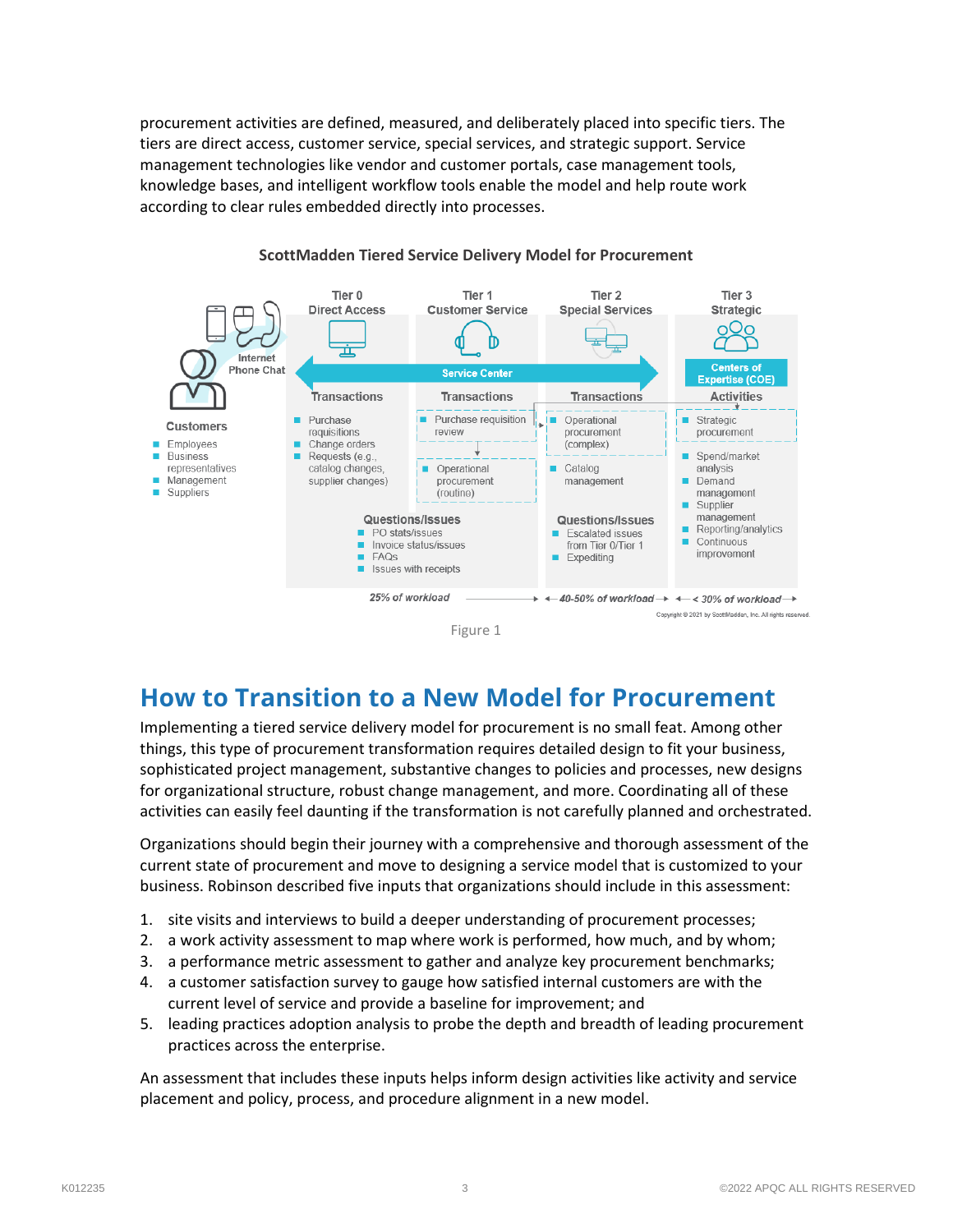procurement activities are defined, measured, and deliberately placed into specific tiers. The tiers are direct access, customer service, special services, and strategic support. Service management technologies like vendor and customer portals, case management tools, knowledge bases, and intelligent workflow tools enable the model and help route work according to clear rules embedded directly into processes.

**ScottMadden Tiered Service Delivery Model for Procurement**

| | Tier 0 Direct Access | Tier 1 Customer Service | Tier 2 Special Services | Tier 3 Strategic |
|---|---|---|---|---|
| **Customers** (Internet, Phone, Chat): Employees; Business representatives; Management; Suppliers | Service Center | Service Center | Service Center | Centers of Expertise (COE) |
| | **Transactions** | **Transactions** | **Transactions** | **Activities** |
| | Purchase requisitions; Change orders; Requests (e.g., catalog changes, supplier changes) | Purchase requisition review; Operational procurement (routine) | Operational procurement (complex); Catalog management | Strategic procurement; Spend/market analysis; Demand management; Supplier management; Reporting/analytics; Continuous improvement |
| | **Questions/Issues** | **Questions/Issues** | **Questions/Issues** | |
| | PO stats/issues; Invoice status/issues; FAQs; Issues with receipts | PO stats/issues; Invoice status/issues; FAQs; Issues with receipts | Escalated issues from Tier 0/Tier 1; Expediting | |
| | 25% of workload | 25% of workload | 40-50% of workload | < 30% of workload |

Copyright © 2021 by ScottMadden, Inc. All rights reserved.

Figure 1

## How to Transition to a New Model for Procurement

Implementing a tiered service delivery model for procurement is no small feat. Among other things, this type of procurement transformation requires detailed design to fit your business, sophisticated project management, substantive changes to policies and processes, new designs for organizational structure, robust change management, and more. Coordinating all of these activities can easily feel daunting if the transformation is not carefully planned and orchestrated.

Organizations should begin their journey with a comprehensive and thorough assessment of the current state of procurement and move to designing a service model that is customized to your business. Robinson described five inputs that organizations should include in this assessment:

1. site visits and interviews to build a deeper understanding of procurement processes;
2. a work activity assessment to map where work is performed, how much, and by whom;
3. a performance metric assessment to gather and analyze key procurement benchmarks;
4. a customer satisfaction survey to gauge how satisfied internal customers are with the current level of service and provide a baseline for improvement; and
5. leading practices adoption analysis to probe the depth and breadth of leading procurement practices across the enterprise.

An assessment that includes these inputs helps inform design activities like activity and service placement and policy, process, and procedure alignment in a new model.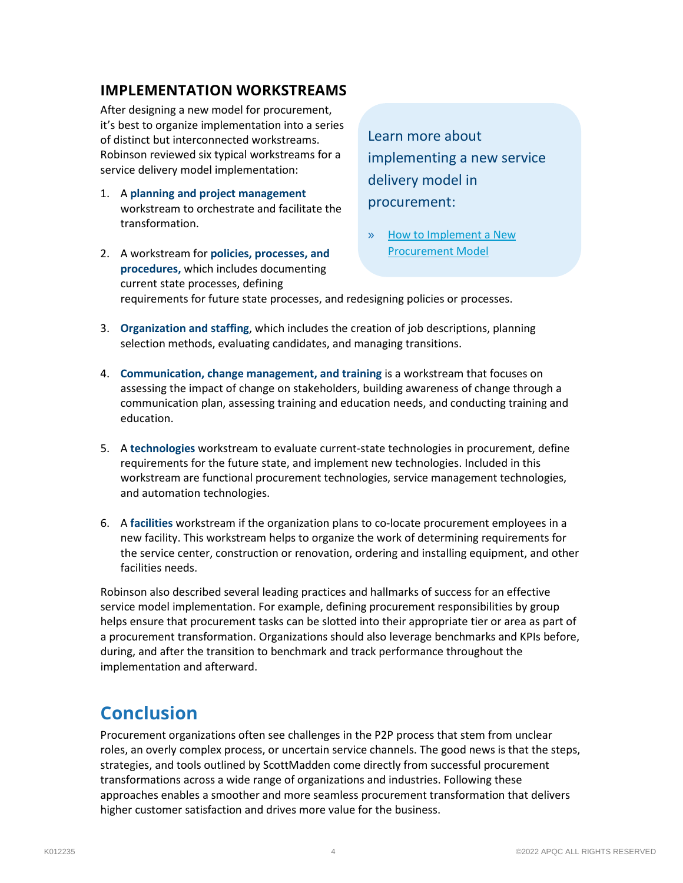## IMPLEMENTATION WORKSTREAMS

After designing a new model for procurement, it's best to organize implementation into a series of distinct but interconnected workstreams. Robinson reviewed six typical workstreams for a service delivery model implementation:

1. A **planning and project management** workstream to orchestrate and facilitate the transformation.
2. A workstream for **policies, processes, and procedures,** which includes documenting current state processes, defining requirements for future state processes, and redesigning policies or processes.
3. **Organization and staffing**, which includes the creation of job descriptions, planning selection methods, evaluating candidates, and managing transitions.
4. **Communication, change management, and training** is a workstream that focuses on assessing the impact of change on stakeholders, building awareness of change through a communication plan, assessing training and education needs, and conducting training and education.
5. A **technologies** workstream to evaluate current-state technologies in procurement, define requirements for the future state, and implement new technologies. Included in this workstream are functional procurement technologies, service management technologies, and automation technologies.
6. A **facilities** workstream if the organization plans to co-locate procurement employees in a new facility. This workstream helps to organize the work of determining requirements for the service center, construction or renovation, ordering and installing equipment, and other facilities needs.

> Learn more about implementing a new service delivery model in procurement:
>
> » How to Implement a New Procurement Model

Robinson also described several leading practices and hallmarks of success for an effective service model implementation. For example, defining procurement responsibilities by group helps ensure that procurement tasks can be slotted into their appropriate tier or area as part of a procurement transformation. Organizations should also leverage benchmarks and KPIs before, during, and after the transition to benchmark and track performance throughout the implementation and afterward.

# Conclusion

Procurement organizations often see challenges in the P2P process that stem from unclear roles, an overly complex process, or uncertain service channels. The good news is that the steps, strategies, and tools outlined by ScottMadden come directly from successful procurement transformations across a wide range of organizations and industries. Following these approaches enables a smoother and more seamless procurement transformation that delivers higher customer satisfaction and drives more value for the business.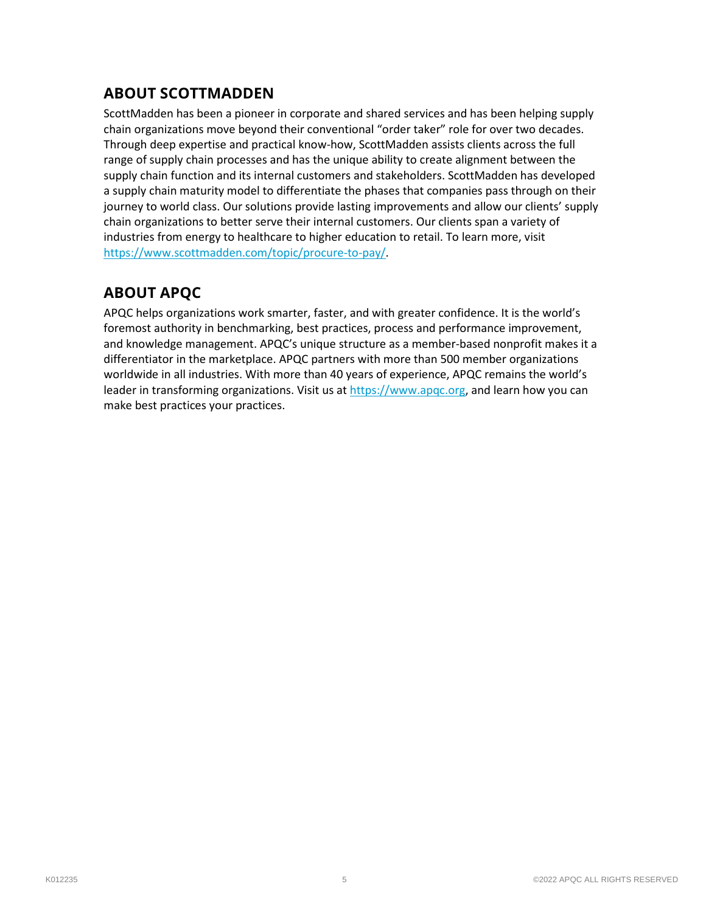## ABOUT SCOTTMADDEN

ScottMadden has been a pioneer in corporate and shared services and has been helping supply chain organizations move beyond their conventional "order taker" role for over two decades. Through deep expertise and practical know-how, ScottMadden assists clients across the full range of supply chain processes and has the unique ability to create alignment between the supply chain function and its internal customers and stakeholders. ScottMadden has developed a supply chain maturity model to differentiate the phases that companies pass through on their journey to world class. Our solutions provide lasting improvements and allow our clients' supply chain organizations to better serve their internal customers. Our clients span a variety of industries from energy to healthcare to higher education to retail. To learn more, visit https://www.scottmadden.com/topic/procure-to-pay/.

## ABOUT APQC

APQC helps organizations work smarter, faster, and with greater confidence. It is the world's foremost authority in benchmarking, best practices, process and performance improvement, and knowledge management. APQC's unique structure as a member-based nonprofit makes it a differentiator in the marketplace. APQC partners with more than 500 member organizations worldwide in all industries. With more than 40 years of experience, APQC remains the world's leader in transforming organizations. Visit us at https://www.apqc.org, and learn how you can make best practices your practices.